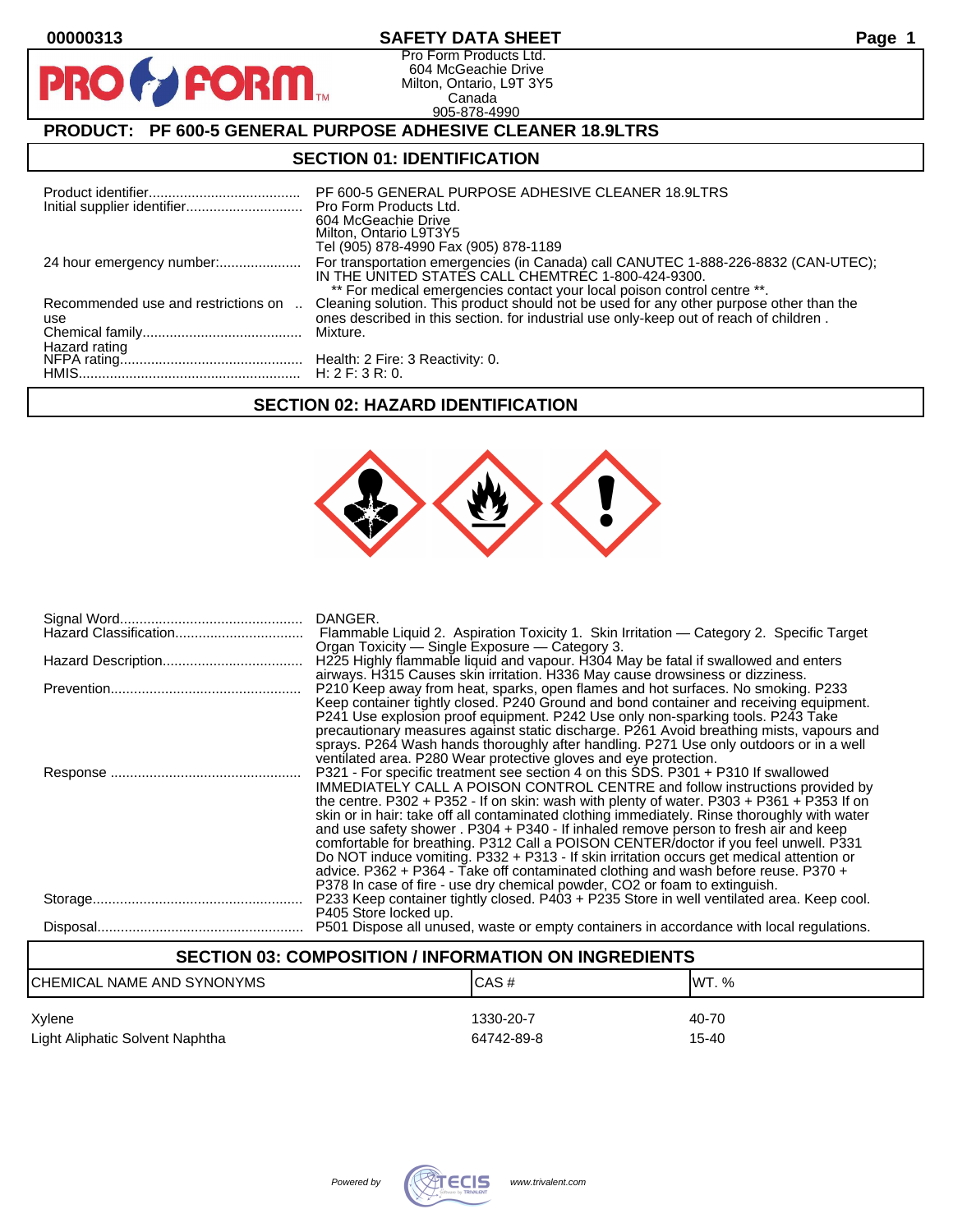00000313 **SAFETY DATA SHEET**

Pro Form Products Ltd.
604 McGeachie Drive
Milton, Ontario, L9T 3Y5
Canada
905-878-4990

## PRODUCT: PF 600-5 GENERAL PURPOSE ADHESIVE CLEANER 18.9LTRS

## SECTION 01: IDENTIFICATION

| | |
|---|---|
| Product identifier | PF 600-5 GENERAL PURPOSE ADHESIVE CLEANER 18.9LTRS |
| Initial supplier identifier | Pro Form Products Ltd.<br>604 McGeachie Drive<br>Milton, Ontario L9T3Y5<br>Tel (905) 878-4990 Fax (905) 878-1189 |
| 24 hour emergency number: | For transportation emergencies (in Canada) call CANUTEC 1-888-226-8832 (CAN-UTEC); IN THE UNITED STATES CALL CHEMTREC 1-800-424-9300.<br>** For medical emergencies contact your local poison control centre **. |
| Recommended use and restrictions on use | Cleaning solution. This product should not be used for any other purpose other than the ones described in this section. for industrial use only-keep out of reach of children . |
| Chemical family | Mixture. |
| Hazard rating | |
| NFPA rating | Health: 2 Fire: 3 Reactivity: 0. |
| HMIS | H: 2 F: 3 R: 0. |

## SECTION 02: HAZARD IDENTIFICATION

| | |
|---|---|
| Signal Word | DANGER. |
| Hazard Classification | Flammable Liquid 2. Aspiration Toxicity 1. Skin Irritation — Category 2. Specific Target Organ Toxicity — Single Exposure — Category 3. |
| Hazard Description | H225 Highly flammable liquid and vapour. H304 May be fatal if swallowed and enters airways. H315 Causes skin irritation. H336 May cause drowsiness or dizziness. |
| Prevention | P210 Keep away from heat, sparks, open flames and hot surfaces. No smoking. P233 Keep container tightly closed. P240 Ground and bond container and receiving equipment. P241 Use explosion proof equipment. P242 Use only non-sparking tools. P243 Take precautionary measures against static discharge. P261 Avoid breathing mists, vapours and sprays. P264 Wash hands thoroughly after handling. P271 Use only outdoors or in a well ventilated area. P280 Wear protective gloves and eye protection. |
| Response | P321 - For specific treatment see section 4 on this SDS. P301 + P310 If swallowed IMMEDIATELY CALL A POISON CONTROL CENTRE and follow instructions provided by the centre. P302 + P352 - If on skin: wash with plenty of water. P303 + P361 + P353 If on skin or in hair: take off all contaminated clothing immediately. Rinse thoroughly with water and use safety shower . P304 + P340 - If inhaled remove person to fresh air and keep comfortable for breathing. P312 Call a POISON CENTER/doctor if you feel unwell. P331 Do NOT induce vomiting. P332 + P313 - If skin irritation occurs get medical attention or advice. P362 + P364 - Take off contaminated clothing and wash before reuse. P370 + P378 In case of fire - use dry chemical powder, $CO_2$ or foam to extinguish. |
| Storage | P233 Keep container tightly closed. P403 + P235 Store in well ventilated area. Keep cool. P405 Store locked up. |
| Disposal | P501 Dispose all unused, waste or empty containers in accordance with local regulations. |

## SECTION 03: COMPOSITION / INFORMATION ON INGREDIENTS

| CHEMICAL NAME AND SYNONYMS | CAS # | WT. % |
|---|---|---|
| Xylene | 1330-20-7 | 40-70 |
| Light Aliphatic Solvent Naphtha | 64742-89-8 | 15-40 |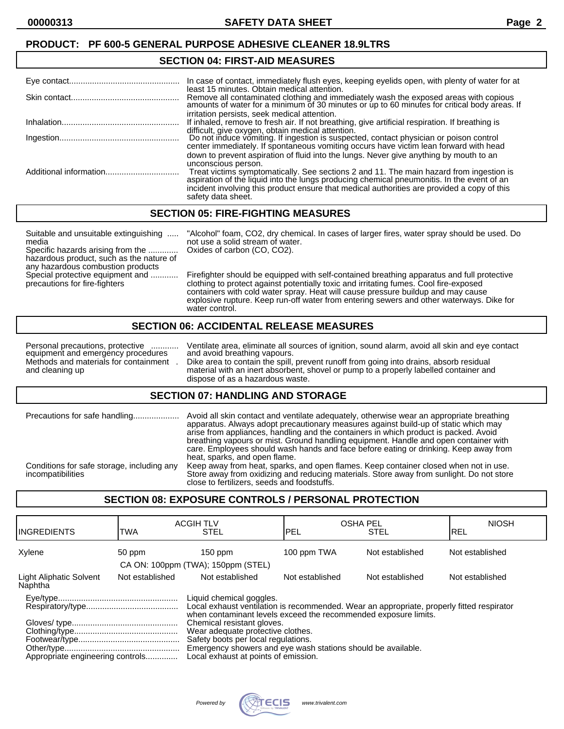**PRODUCT: PF 600-5 GENERAL PURPOSE ADHESIVE CLEANER 18.9LTRS**

## SECTION 04: FIRST-AID MEASURES

| | |
|---|---|
| Eye contact | In case of contact, immediately flush eyes, keeping eyelids open, with plenty of water for at least 15 minutes. Obtain medical attention. |
| Skin contact | Remove all contaminated clothing and immediately wash the exposed areas with copious amounts of water for a minimum of 30 minutes or up to 60 minutes for critical body areas. If irritation persists, seek medical attention. |
| Inhalation | If inhaled, remove to fresh air. If not breathing, give artificial respiration. If breathing is difficult, give oxygen, obtain medical attention. |
| Ingestion | Do not induce vomiting. If ingestion is suspected, contact physician or poison control center immediately. If spontaneous vomiting occurs have victim lean forward with head down to prevent aspiration of fluid into the lungs. Never give anything by mouth to an unconscious person. |
| Additional information | Treat victims symptomatically. See sections 2 and 11. The main hazard from ingestion is aspiration of the liquid into the lungs producing chemical pneumonitis. In the event of an incident involving this product ensure that medical authorities are provided a copy of this safety data sheet. |

## SECTION 05: FIRE-FIGHTING MEASURES

| | |
|---|---|
| Suitable and unsuitable extinguishing media | "Alcohol" foam, CO2, dry chemical. In cases of larger fires, water spray should be used. Do not use a solid stream of water. |
| Specific hazards arising from the hazardous product, such as the nature of any hazardous combustion products | Oxides of carbon (CO, CO2). |
| Special protective equipment and precautions for fire-fighters | Firefighter should be equipped with self-contained breathing apparatus and full protective clothing to protect against potentially toxic and irritating fumes. Cool fire-exposed containers with cold water spray. Heat will cause pressure buildup and may cause explosive rupture. Keep run-off water from entering sewers and other waterways. Dike for water control. |

## SECTION 06: ACCIDENTAL RELEASE MEASURES

| | |
|---|---|
| Personal precautions, protective equipment and emergency procedures | Ventilate area, eliminate all sources of ignition, sound alarm, avoid all skin and eye contact and avoid breathing vapours. |
| Methods and materials for containment and cleaning up | Dike area to contain the spill, prevent runoff from going into drains, absorb residual material with an inert absorbent, shovel or pump to a properly labelled container and dispose of as a hazardous waste. |

## SECTION 07: HANDLING AND STORAGE

| | |
|---|---|
| Precautions for safe handling | Avoid all skin contact and ventilate adequately, otherwise wear an appropriate breathing apparatus. Always adopt precautionary measures against build-up of static which may arise from appliances, handling and the containers in which product is packed. Avoid breathing vapours or mist. Ground handling equipment. Handle and open container with care. Employees should wash hands and face before eating or drinking. Keep away from heat, sparks, and open flame. |
| Conditions for safe storage, including any incompatibilities | Keep away from heat, sparks, and open flames. Keep container closed when not in use. Store away from oxidizing and reducing materials. Store away from sunlight. Do not store close to fertilizers, seeds and foodstuffs. |

## SECTION 08: EXPOSURE CONTROLS / PERSONAL PROTECTION

| INGREDIENTS | ACGIH TLV TWA | ACGIH TLV STEL | OSHA PEL PEL | OSHA PEL STEL | NIOSH REL |
|---|---|---|---|---|---|
| Xylene | 50 ppm | 150 ppm | 100 ppm TWA | Not established | Not established |
| | CA ON: 100ppm (TWA); 150ppm (STEL) | | | | |
| Light Aliphatic Solvent Naphtha | Not established | Not established | Not established | Not established | Not established |

| | |
|---|---|
| Eye/type | Liquid chemical goggles. |
| Respiratory/type | Local exhaust ventilation is recommended. Wear an appropriate, properly fitted respirator when contaminant levels exceed the recommended exposure limits. |
| Gloves/ type | Chemical resistant gloves. |
| Clothing/type | Wear adequate protective clothes. |
| Footwear/type | Safety boots per local regulations. |
| Other/type | Emergency showers and eye wash stations should be available. |
| Appropriate engineering controls | Local exhaust at points of emission. |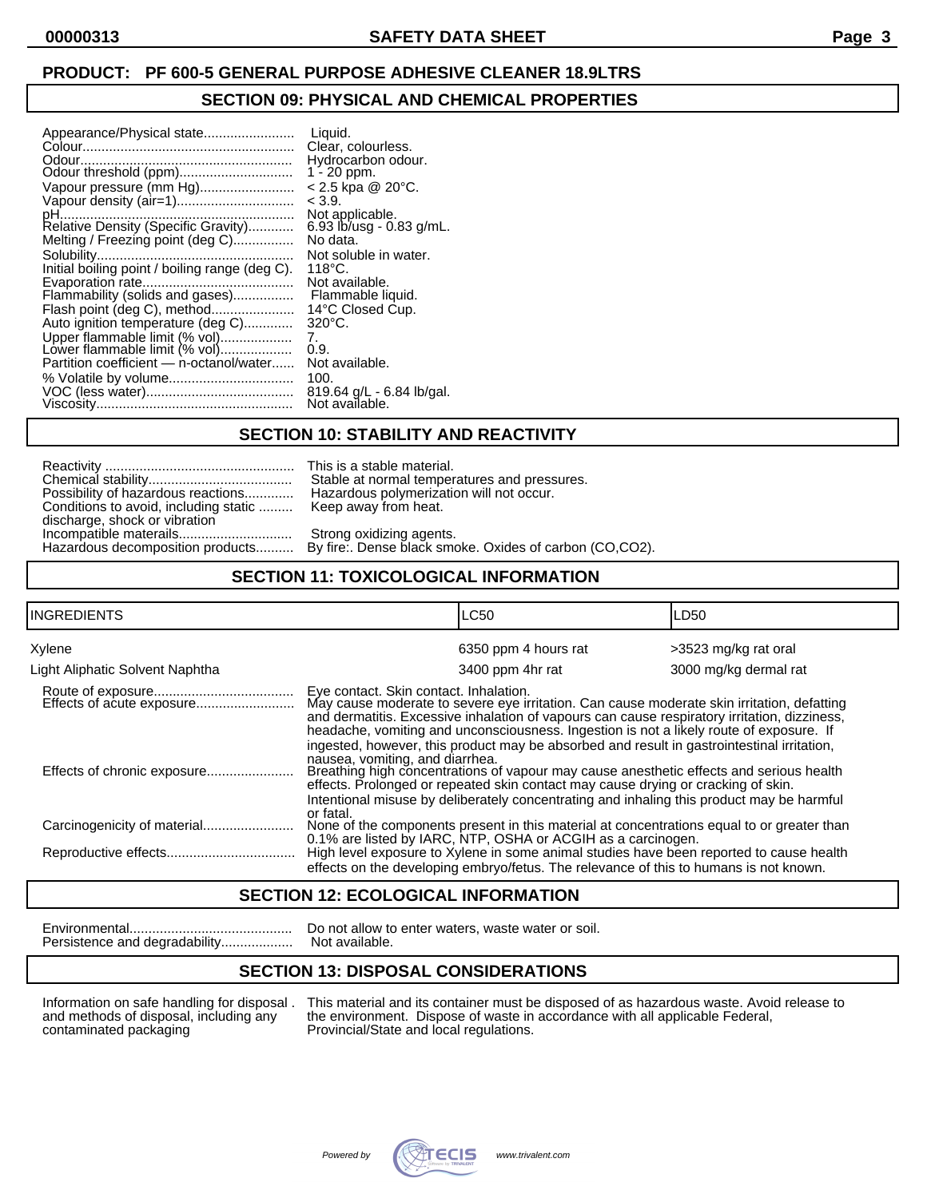**PRODUCT: PF 600-5 GENERAL PURPOSE ADHESIVE CLEANER 18.9LTRS**

## SECTION 09: PHYSICAL AND CHEMICAL PROPERTIES

| Property | Value |
|---|---|
| Appearance/Physical state | Liquid. |
| Colour | Clear, colourless. |
| Odour | Hydrocarbon odour. |
| Odour threshold (ppm) | 1 - 20 ppm. |
| Vapour pressure (mm Hg) | < 2.5 kpa @ 20°C. |
| Vapour density (air=1) | < 3.9. |
| pH | Not applicable. |
| Relative Density (Specific Gravity) | 6.93 lb/usg - 0.83 g/mL. |
| Melting / Freezing point (deg C) | No data. |
| Solubility | Not soluble in water. |
| Initial boiling point / boiling range (deg C). | 118°C. |
| Evaporation rate | Not available. |
| Flammability (solids and gases) | Flammable liquid. |
| Flash point (deg C), method | 14°C Closed Cup. |
| Auto ignition temperature (deg C) | 320°C. |
| Upper flammable limit (% vol) | 7. |
| Lower flammable limit (% vol) | 0.9. |
| Partition coefficient — n-octanol/water | Not available. |
| % Volatile by volume | 100. |
| VOC (less water) | 819.64 g/L - 6.84 lb/gal. |
| Viscosity | Not available. |

## SECTION 10: STABILITY AND REACTIVITY

| Property | Value |
|---|---|
| Reactivity | This is a stable material. |
| Chemical stability | Stable at normal temperatures and pressures. |
| Possibility of hazardous reactions | Hazardous polymerization will not occur. |
| Conditions to avoid, including static discharge, shock or vibration | Keep away from heat. |
| Incompatible materials | Strong oxidizing agents. |
| Hazardous decomposition products | By fire:. Dense black smoke. Oxides of carbon (CO,CO2). |

## SECTION 11: TOXICOLOGICAL INFORMATION

| INGREDIENTS | LC50 | LD50 |
|---|---|---|
| Xylene | 6350 ppm 4 hours rat | >3523 mg/kg rat oral |
| Light Aliphatic Solvent Naphtha | 3400 ppm 4hr rat | 3000 mg/kg dermal rat |

| Property | Value |
|---|---|
| Route of exposure | Eye contact. Skin contact. Inhalation. |
| Effects of acute exposure | May cause moderate to severe eye irritation. Can cause moderate skin irritation, defatting and dermatitis. Excessive inhalation of vapours can cause respiratory irritation, dizziness, headache, vomiting and unconsciousness. Ingestion is not a likely route of exposure. If ingested, however, this product may be absorbed and result in gastrointestinal irritation, nausea, vomiting, and diarrhea. |
| Effects of chronic exposure | Breathing high concentrations of vapour may cause anesthetic effects and serious health effects. Prolonged or repeated skin contact may cause drying or cracking of skin. Intentional misuse by deliberately concentrating and inhaling this product may be harmful or fatal. |
| Carcinogenicity of material | None of the components present in this material at concentrations equal to or greater than 0.1% are listed by IARC, NTP, OSHA or ACGIH as a carcinogen. |
| Reproductive effects | High level exposure to Xylene in some animal studies have been reported to cause health effects on the developing embryo/fetus. The relevance of this to humans is not known. |

## SECTION 12: ECOLOGICAL INFORMATION

| Property | Value |
|---|---|
| Environmental | Do not allow to enter waters, waste water or soil. |
| Persistence and degradability | Not available. |

## SECTION 13: DISPOSAL CONSIDERATIONS

| Property | Value |
|---|---|
| Information on safe handling for disposal and methods of disposal, including any contaminated packaging | This material and its container must be disposed of as hazardous waste. Avoid release to the environment. Dispose of waste in accordance with all applicable Federal, Provincial/State and local regulations. |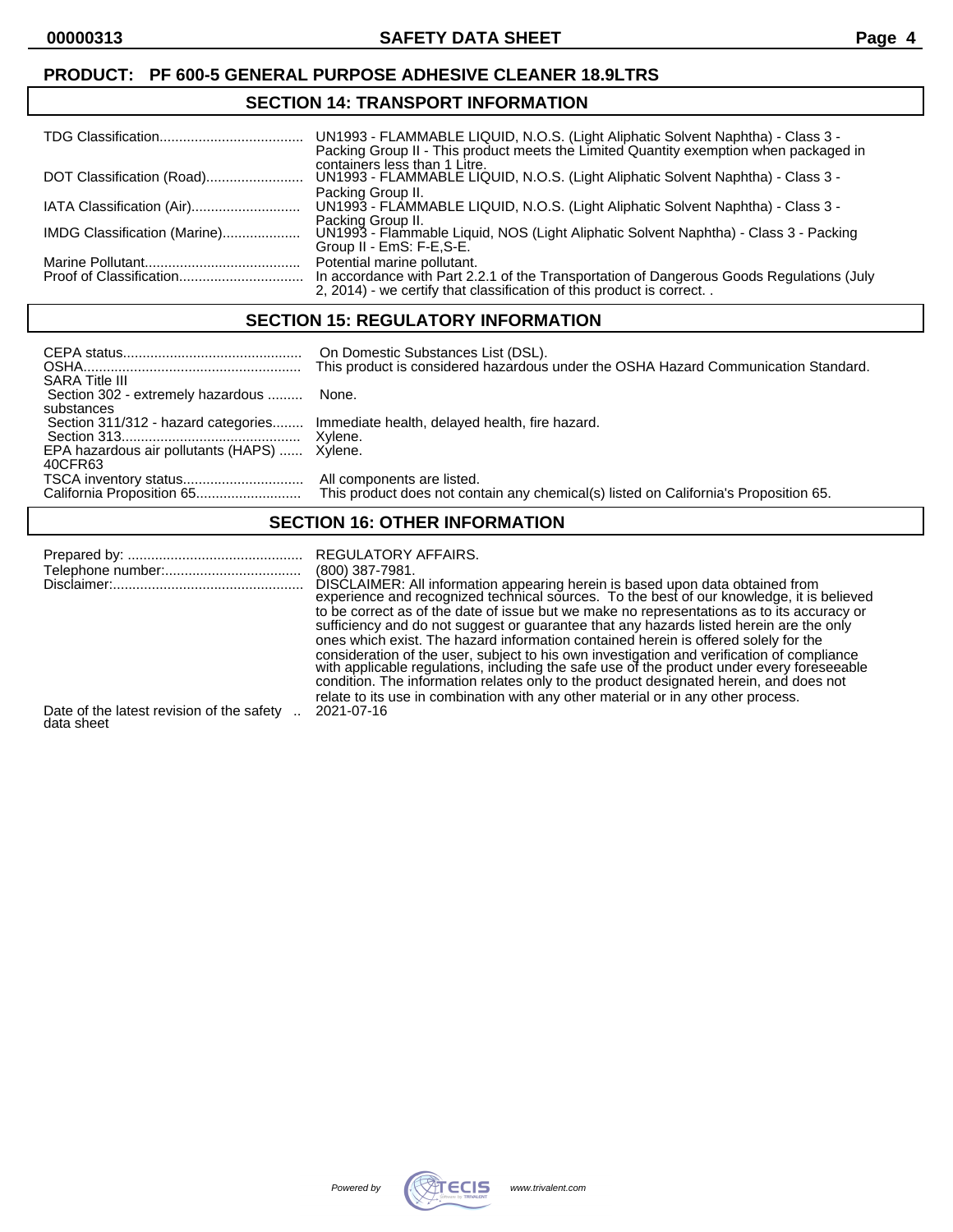**PRODUCT: PF 600-5 GENERAL PURPOSE ADHESIVE CLEANER 18.9LTRS**

## SECTION 14: TRANSPORT INFORMATION

| | |
|---|---|
| TDG Classification | UN1993 - FLAMMABLE LIQUID, N.O.S. (Light Aliphatic Solvent Naphtha) - Class 3 - Packing Group II - This product meets the Limited Quantity exemption when packaged in containers less than 1 Litre. |
| DOT Classification (Road) | UN1993 - FLAMMABLE LIQUID, N.O.S. (Light Aliphatic Solvent Naphtha) - Class 3 - Packing Group II. |
| IATA Classification (Air) | UN1993 - FLAMMABLE LIQUID, N.O.S. (Light Aliphatic Solvent Naphtha) - Class 3 - Packing Group II. |
| IMDG Classification (Marine) | UN1993 - Flammable Liquid, NOS (Light Aliphatic Solvent Naphtha) - Class 3 - Packing Group II - EmS: F-E,S-E. |
| Marine Pollutant | Potential marine pollutant. |
| Proof of Classification | In accordance with Part 2.2.1 of the Transportation of Dangerous Goods Regulations (July 2, 2014) - we certify that classification of this product is correct. . |

## SECTION 15: REGULATORY INFORMATION

| | |
|---|---|
| CEPA status | On Domestic Substances List (DSL). |
| OSHA | This product is considered hazardous under the OSHA Hazard Communication Standard. |
| SARA Title III | |
| Section 302 - extremely hazardous substances | None. |
| Section 311/312 - hazard categories | Immediate health, delayed health, fire hazard. |
| Section 313 | Xylene. |
| EPA hazardous air pollutants (HAPS) 40CFR63 | Xylene. |
| TSCA inventory status | All components are listed. |
| California Proposition 65 | This product does not contain any chemical(s) listed on California's Proposition 65. |

## SECTION 16: OTHER INFORMATION

| | |
|---|---|
| Prepared by: | REGULATORY AFFAIRS. |
| Telephone number: | (800) 387-7981. |
| Disclaimer: | DISCLAIMER: All information appearing herein is based upon data obtained from experience and recognized technical sources. To the best of our knowledge, it is believed to be correct as of the date of issue but we make no representations as to its accuracy or sufficiency and do not suggest or guarantee that any hazards listed herein are the only ones which exist. The hazard information contained herein is offered solely for the consideration of the user, subject to his own investigation and verification of compliance with applicable regulations, including the safe use of the product under every foreseeable condition. The information relates only to the product designated herein, and does not relate to its use in combination with any other material or in any other process. |
| Date of the latest revision of the safety data sheet | 2021-07-16 |